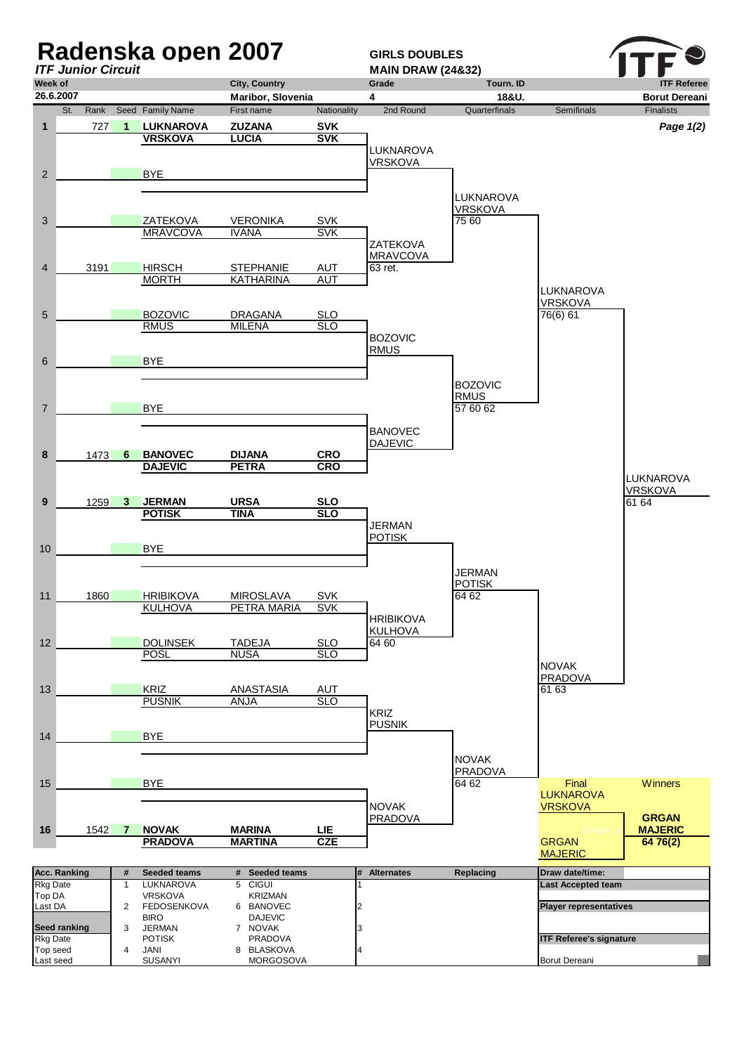# Radenska open 2007

*ITF Junior Circuit*

**GIRLS DOUBLES**
**MAIN DRAW (24&32)**

| Week of | City, Country | Grade | Tourn. ID | ITF Referee |
|---|---|---|---|---|
| 26.6.2007 | Maribor, Slovenia | 4 | 18&U. | Borut Dereani |

## Main Draw (First Round)

| St. | Rank | Seed | Family Name | First name | Nationality |
|---|---|---|---|---|---|
| 1 | 727 | 1 | **LUKNAROVA** / **VRSKOVA** | **ZUZANA** / **LUCIA** | **SVK** / **SVK** |
| 2 | | | BYE | | |
| 3 | | | ZATEKOVA / MRAVCOVA | VERONIKA / IVANA | SVK / SVK |
| 4 | 3191 | | HIRSCH / MORTH | STEPHANIE / KATHARINA | AUT / AUT |
| 5 | | | BOZOVIC / RMUS | DRAGANA / MILENA | SLO / SLO |
| 6 | | | BYE | | |
| 7 | | | BYE | | |
| 8 | 1473 | 6 | **BANOVEC** / **DAJEVIC** | **DIJANA** / **PETRA** | **CRO** / **CRO** |
| 9 | 1259 | 3 | **JERMAN** / **POTISK** | **URSA** / **TINA** | **SLO** / **SLO** |
| 10 | | | BYE | | |
| 11 | 1860 | | HRIBIKOVA / KULHOVA | MIROSLAVA / PETRA MARIA | SVK / SVK |
| 12 | | | DOLINSEK / POSL | TADEJA / NUSA | SLO / SLO |
| 13 | | | KRIZ / PUSNIK | ANASTASIA / ANJA | AUT / SLO |
| 14 | | | BYE | | |
| 15 | | | BYE | | |
| 16 | 1542 | 7 | **NOVAK** / **PRADOVA** | **MARINA** / **MARTINA** | **LIE** / **CZE** |

## 2nd Round

| Winner | Score |
|---|---|
| LUKNAROVA / VRSKOVA | |
| ZATEKOVA / MRAVCOVA | 63 ret. |
| BOZOVIC / RMUS | |
| BANOVEC / DAJEVIC | |
| JERMAN / POTISK | |
| HRIBIKOVA / KULHOVA | 64 60 |
| KRIZ / PUSNIK | |
| NOVAK / PRADOVA | |

## Quarterfinals

| Winner | Score |
|---|---|
| LUKNAROVA / VRSKOVA | 75 60 |
| BOZOVIC / RMUS | 57 60 62 |
| JERMAN / POTISK | 64 62 |
| NOVAK / PRADOVA | 64 62 |

## Semifinals

| Winner | Score |
|---|---|
| LUKNAROVA / VRSKOVA | 76(6) 61 |
| NOVAK / PRADOVA | 61 63 |

## Finalists

| Winner | Score |
|---|---|
| LUKNAROVA / VRSKOVA | 61 64 |

## Final

| Final | Winners |
|---|---|
| LUKNAROVA / VRSKOVA | |
| GRGAN / MAJERIC | **GRGAN** / **MAJERIC** **64 76(2)** |

## Seeded teams

| Acc. Ranking | # | Seeded teams | # | Seeded teams | # | Alternates | Replacing |
|---|---|---|---|---|---|---|---|
| Rkg Date | 1 | LUKNAROVA | 5 | CIGUI | 1 | | |
| Top DA | | VRSKOVA | | KRIZMAN | | | |
| Last DA | 2 | FEDOSENKOVA | 6 | BANOVEC | 2 | | |
| | | BIRO | | DAJEVIC | | | |
| **Seed ranking** | 3 | JERMAN | 7 | NOVAK | 3 | | |
| Rkg Date | | POTISK | | PRADOVA | | | |
| Top seed | 4 | JANI | 8 | BLASKOVA | 4 | | |
| Last seed | | SUSANYI | | MORGOSOVA | | | |

**Draw date/time:**

**Last Accepted team**

**Player representatives**

**ITF Referee's signature**

Borut Dereani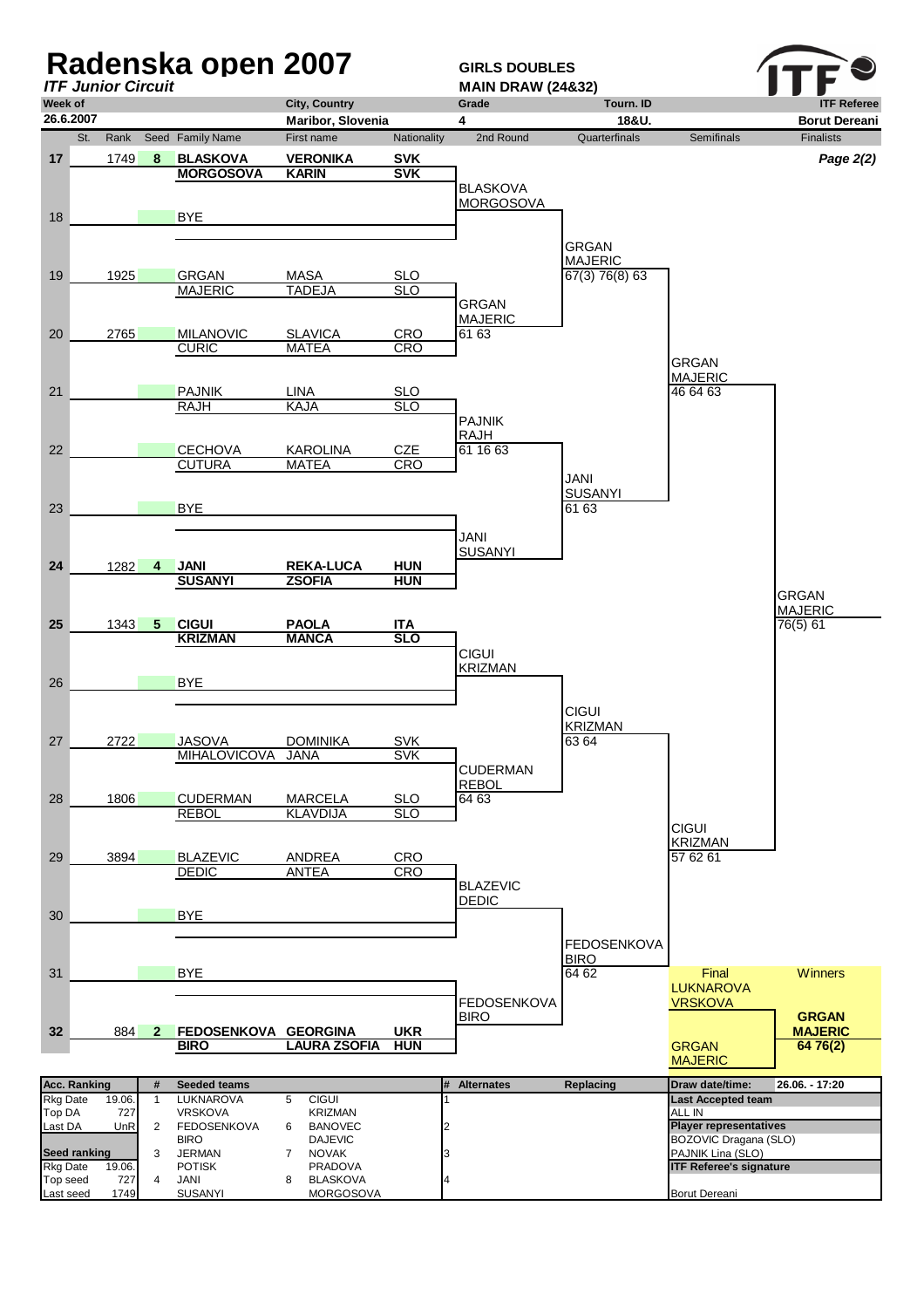# Radenska open 2007

***ITF Junior Circuit***

**GIRLS DOUBLES**
**MAIN DRAW (24&32)**

| Week of | City, Country | Grade | Tourn. ID | ITF Referee |
|---|---|---|---|---|
| 26.6.2007 | Maribor, Slovenia | 4 | 18&U. | Borut Dereani |

| St. | Rank | Seed | Family Name | First name | Nationality | 2nd Round | Quarterfinals | Semifinals | Finalists |
|---|---|---|---|---|---|---|---|---|---|
| 17 | 1749 | 8 | **BLASKOVA** | **VERONIKA** | **SVK** | | | | |
| | | | **MORGOSOVA** | **KARIN** | **SVK** | BLASKOVA / MORGOSOVA | | | |
| 18 | | | BYE | | | | | | |
| | | | | | | | GRGAN / MAJERIC 67(3) 76(8) 63 | | |
| 19 | 1925 | | GRGAN | MASA | SLO | | | | |
| | | | MAJERIC | TADEJA | SLO | GRGAN / MAJERIC 61 63 | | | |
| 20 | 2765 | | MILANOVIC | SLAVICA | CRO | | | | |
| | | | CURIC | MATEA | CRO | | | GRGAN / MAJERIC 46 64 63 | |
| 21 | | | PAJNIK | LINA | SLO | | | | |
| | | | RAJH | KAJA | SLO | PAJNIK / RAJH 61 16 63 | | | |
| 22 | | | CECHOVA | KAROLINA | CZE | | | | |
| | | | CUTURA | MATEA | CRO | | JANI / SUSANYI 61 63 | | |
| 23 | | | BYE | | | | | | |
| | | | | | | JANI / SUSANYI | | | |
| 24 | 1282 | 4 | **JANI** | **REKA-LUCA** | **HUN** | | | | |
| | | | **SUSANYI** | **ZSOFIA** | **HUN** | | | | GRGAN / MAJERIC 76(5) 61 |
| 25 | 1343 | 5 | **CIGUI** | **PAOLA** | **ITA** | | | | |
| | | | **KRIZMAN** | **MANCA** | **SLO** | CIGUI / KRIZMAN | | | |
| 26 | | | BYE | | | | | | |
| | | | | | | | CIGUI / KRIZMAN 63 64 | | |
| 27 | 2722 | | JASOVA | DOMINIKA | SVK | | | | |
| | | | MIHALOVICOVA | JANA | SVK | CUDERMAN / REBOL 64 63 | | | |
| 28 | 1806 | | CUDERMAN | MARCELA | SLO | | | | |
| | | | REBOL | KLAVDIJA | SLO | | | CIGUI / KRIZMAN 57 62 61 | |
| 29 | 3894 | | BLAZEVIC | ANDREA | CRO | | | | |
| | | | DEDIC | ANTEA | CRO | BLAZEVIC / DEDIC | | | |
| 30 | | | BYE | | | | | | |
| | | | | | | | FEDOSENKOVA / BIRO 64 62 | | |
| 31 | | | BYE | | | | | | |
| | | | | | | FEDOSENKOVA / BIRO | | | |
| 32 | 884 | 2 | **FEDOSENKOVA** | **GEORGINA** | **UKR** | | | | |
| | | | **BIRO** | **LAURA ZSOFIA** | **HUN** | | | | |

| Final | Winners |
|---|---|
| LUKNAROVA / VRSKOVA | **GRGAN / MAJERIC 64 76(2)** |
| GRGAN / MAJERIC | |

| Acc. Ranking | | # | Seeded teams | # | | # | Alternates | Replacing | Draw date/time: | 26.06. - 17:20 |
|---|---|---|---|---|---|---|---|---|---|---|
| Rkg Date | 19.06. | 1 | LUKNAROVA / VRSKOVA | 5 | CIGUI / KRIZMAN | 1 | | | **Last Accepted team** | |
| Top DA | 727 | | | | | | | | ALL IN | |
| Last DA | UnR | 2 | FEDOSENKOVA / BIRO | 6 | BANOVEC / DAJEVIC | 2 | | | **Player representatives** | |
| **Seed ranking** | | 3 | JERMAN / POTISK | 7 | NOVAK / PRADOVA | 3 | | | BOZOVIC Dragana (SLO) | |
| Rkg Date | 19.06. | | | | | | | | PAJNIK Lina (SLO) | |
| Top seed | 727 | 4 | JANI / SUSANYI | 8 | BLASKOVA / MORGOSOVA | 4 | | | **ITF Referee's signature** | |
| Last seed | 1749 | | | | | | | | Borut Dereani | |